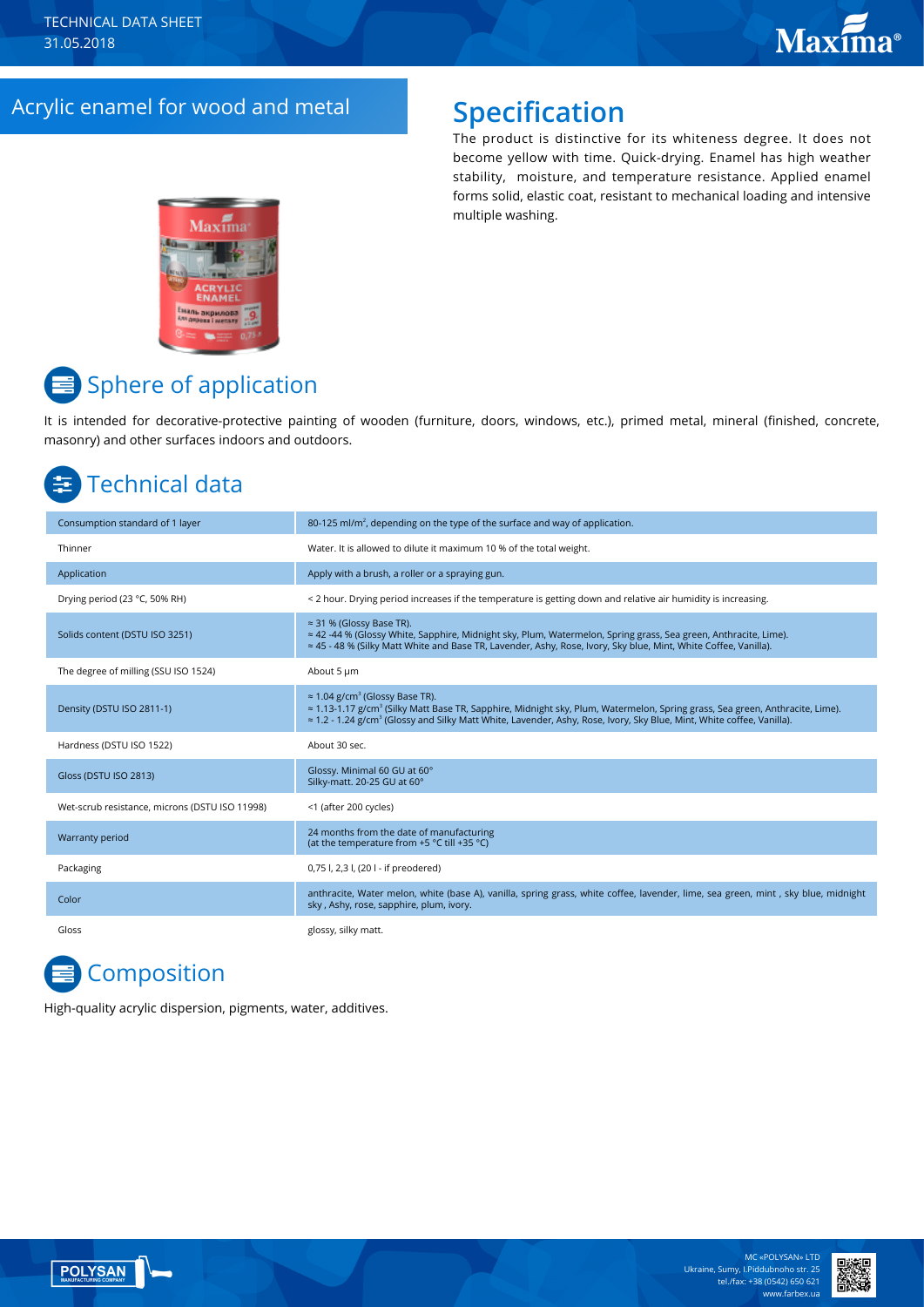TECHNICAL DATA SHEET
31.05.2018

# Acrylic enamel for wood and metal

## Specification

The product is distinctive for its whiteness degree. It does not become yellow with time. Quick-drying. Enamel has high weather stability, moisture, and temperature resistance. Applied enamel forms solid, elastic coat, resistant to mechanical loading and intensive multiple washing.

## Sphere of application

It is intended for decorative-protective painting of wooden (furniture, doors, windows, etc.), primed metal, mineral (finished, concrete, masonry) and other surfaces indoors and outdoors.

## Technical data

| | |
|---|---|
| Consumption standard of 1 layer | 80-125 ml/m², depending on the type of the surface and way of application. |
| Thinner | Water. It is allowed to dilute it maximum 10 % of the total weight. |
| Application | Apply with a brush, a roller or a spraying gun. |
| Drying period (23 °C, 50% RH) | < 2 hour. Drying period increases if the temperature is getting down and relative air humidity is increasing. |
| Solids content (DSTU ISO 3251) | ≈ 31 % (Glossy Base TR).<br>≈ 42 -44 % (Glossy White, Sapphire, Midnight sky, Plum, Watermelon, Spring grass, Sea green, Anthracite, Lime).<br>≈ 45 - 48 % (Silky Matt White and Base TR, Lavender, Ashy, Rose, Ivory, Sky blue, Mint, White Coffee, Vanilla). |
| The degree of milling (SSU ISO 1524) | About 5 µm |
| Density (DSTU ISO 2811-1) | ≈ 1.04 g/cm³ (Glossy Base TR).<br>≈ 1.13-1.17 g/cm³ (Silky Matt Base TR, Sapphire, Midnight sky, Plum, Watermelon, Spring grass, Sea green, Anthracite, Lime).<br>≈ 1.2 - 1.24 g/cm³ (Glossy and Silky Matt White, Lavender, Ashy, Rose, Ivory, Sky Blue, Mint, White coffee, Vanilla). |
| Hardness (DSTU ISO 1522) | About 30 sec. |
| Gloss (DSTU ISO 2813) | Glossy. Minimal 60 GU at 60°<br>Silky-matt. 20-25 GU at 60° |
| Wet-scrub resistance, microns (DSTU ISO 11998) | <1 (after 200 cycles) |
| Warranty period | 24 months from the date of manufacturing<br>(at the temperature from +5 °C till +35 °C) |
| Packaging | 0,75 l, 2,3 l, (20 l - if preodered) |
| Color | anthracite, Water melon, white (base A), vanilla, spring grass, white coffee, lavender, lime, sea green, mint , sky blue, midnight sky , Ashy, rose, sapphire, plum, ivory. |
| Gloss | glossy, silky matt. |

## Composition

High-quality acrylic dispersion, pigments, water, additives.

MC «POLYSAN» LTD
Ukraine, Sumy, I.Piddubnoho str. 25
tel./fax: +38 (0542) 650 621
www.farbex.ua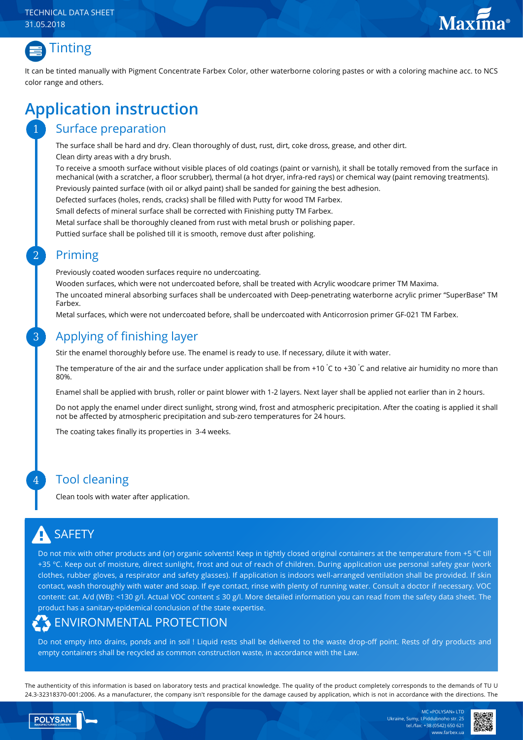## Tinting

It can be tinted manually with Pigment Concentrate Farbex Color, other waterborne coloring pastes or with a coloring machine acc. to NCS color range and others.

# Application instruction

## 1 Surface preparation

The surface shall be hard and dry. Clean thoroughly of dust, rust, dirt, coke dross, grease, and other dirt.

Clean dirty areas with a dry brush.

To receive a smooth surface without visible places of old coatings (paint or varnish), it shall be totally removed from the surface in mechanical (with a scratcher, a floor scrubber), thermal (a hot dryer, infra-red rays) or chemical way (paint removing treatments).

Previously painted surface (with oil or alkyd paint) shall be sanded for gaining the best adhesion.

Defected surfaces (holes, rends, cracks) shall be filled with Putty for wood TM Farbex.

Small defects of mineral surface shall be corrected with Finishing putty TM Farbex.

Metal surface shall be thoroughly cleaned from rust with metal brush or polishing paper.

Puttied surface shall be polished till it is smooth, remove dust after polishing.

## 2 Priming

Previously coated wooden surfaces require no undercoating.

Wooden surfaces, which were not undercoated before, shall be treated with Acrylic woodcare primer TM Maxima.

The uncoated mineral absorbing surfaces shall be undercoated with Deep-penetrating waterborne acrylic primer "SuperBase" TM Farbex.

Metal surfaces, which were not undercoated before, shall be undercoated with Anticorrosion primer GF-021 TM Farbex.

## 3 Applying of finishing layer

Stir the enamel thoroughly before use. The enamel is ready to use. If necessary, dilute it with water.

The temperature of the air and the surface under application shall be from +10 °C to +30 °C and relative air humidity no more than 80%.

Enamel shall be applied with brush, roller or paint blower with 1-2 layers. Next layer shall be applied not earlier than in 2 hours.

Do not apply the enamel under direct sunlight, strong wind, frost and atmospheric precipitation. After the coating is applied it shall not be affected by atmospheric precipitation and sub-zero temperatures for 24 hours.

The coating takes finally its properties in 3-4 weeks.

## 4 Tool cleaning

Clean tools with water after application.

## SAFETY

Do not mix with other products and (or) organic solvents! Keep in tightly closed original containers at the temperature from +5 °C till +35 °C. Keep out of moisture, direct sunlight, frost and out of reach of children. During application use personal safety gear (work clothes, rubber gloves, a respirator and safety glasses). If application is indoors well-arranged ventilation shall be provided. If skin contact, wash thoroughly with water and soap. If eye contact, rinse with plenty of running water. Consult a doctor if necessary. VOC content: cat. A/d (WB): <130 g/l. Actual VOC content ≤ 30 g/l. More detailed information you can read from the safety data sheet. The product has a sanitary-epidemical conclusion of the state expertise.

## ENVIRONMENTAL PROTECTION

Do not empty into drains, ponds and in soil ! Liquid rests shall be delivered to the waste drop-off point. Rests of dry products and empty containers shall be recycled as common construction waste, in accordance with the Law.

The authenticity of this information is based on laboratory tests and practical knowledge. The quality of the product completely corresponds to the demands of TU U 24.3-32318370-001:2006. As a manufacturer, the company isn't responsible for the damage caused by application, which is not in accordance with the directions. The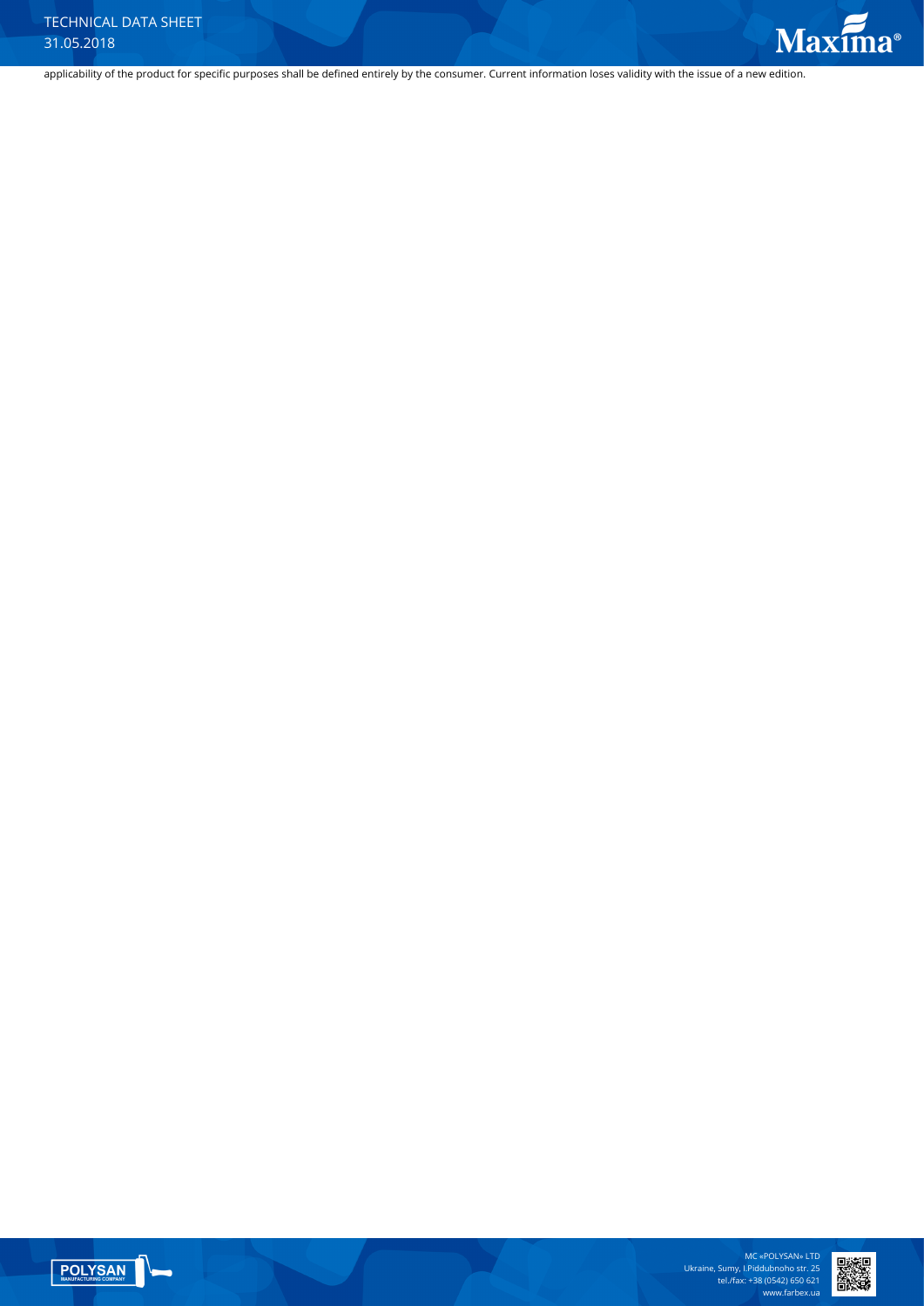applicability of the product for specific purposes shall be defined entirely by the consumer. Current information loses validity with the issue of a new edition.